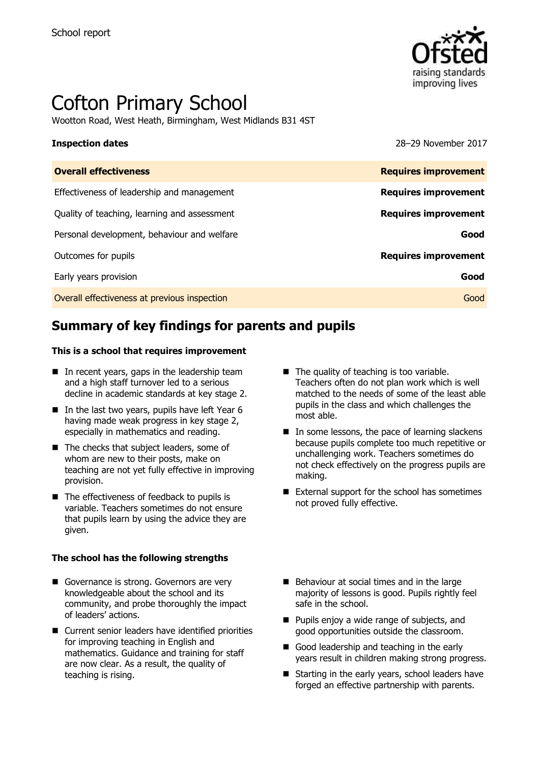School report

# Cofton Primary School

Wootton Road, West Heath, Birmingham, West Midlands B31 4ST

**Inspection dates** 28–29 November 2017

| **Overall effectiveness** | **Requires improvement** |
|---|---|
| Effectiveness of leadership and management | **Requires improvement** |
| Quality of teaching, learning and assessment | **Requires improvement** |
| Personal development, behaviour and welfare | **Good** |
| Outcomes for pupils | **Requires improvement** |
| Early years provision | **Good** |
| Overall effectiveness at previous inspection | Good |

## Summary of key findings for parents and pupils

**This is a school that requires improvement**

- In recent years, gaps in the leadership team and a high staff turnover led to a serious decline in academic standards at key stage 2.
- In the last two years, pupils have left Year 6 having made weak progress in key stage 2, especially in mathematics and reading.
- The checks that subject leaders, some of whom are new to their posts, make on teaching are not yet fully effective in improving provision.
- The effectiveness of feedback to pupils is variable. Teachers sometimes do not ensure that pupils learn by using the advice they are given.
- The quality of teaching is too variable. Teachers often do not plan work which is well matched to the needs of some of the least able pupils in the class and which challenges the most able.
- In some lessons, the pace of learning slackens because pupils complete too much repetitive or unchallenging work. Teachers sometimes do not check effectively on the progress pupils are making.
- External support for the school has sometimes not proved fully effective.

**The school has the following strengths**

- Governance is strong. Governors are very knowledgeable about the school and its community, and probe thoroughly the impact of leaders' actions.
- Current senior leaders have identified priorities for improving teaching in English and mathematics. Guidance and training for staff are now clear. As a result, the quality of teaching is rising.
- Behaviour at social times and in the large majority of lessons is good. Pupils rightly feel safe in the school.
- Pupils enjoy a wide range of subjects, and good opportunities outside the classroom.
- Good leadership and teaching in the early years result in children making strong progress.
- Starting in the early years, school leaders have forged an effective partnership with parents.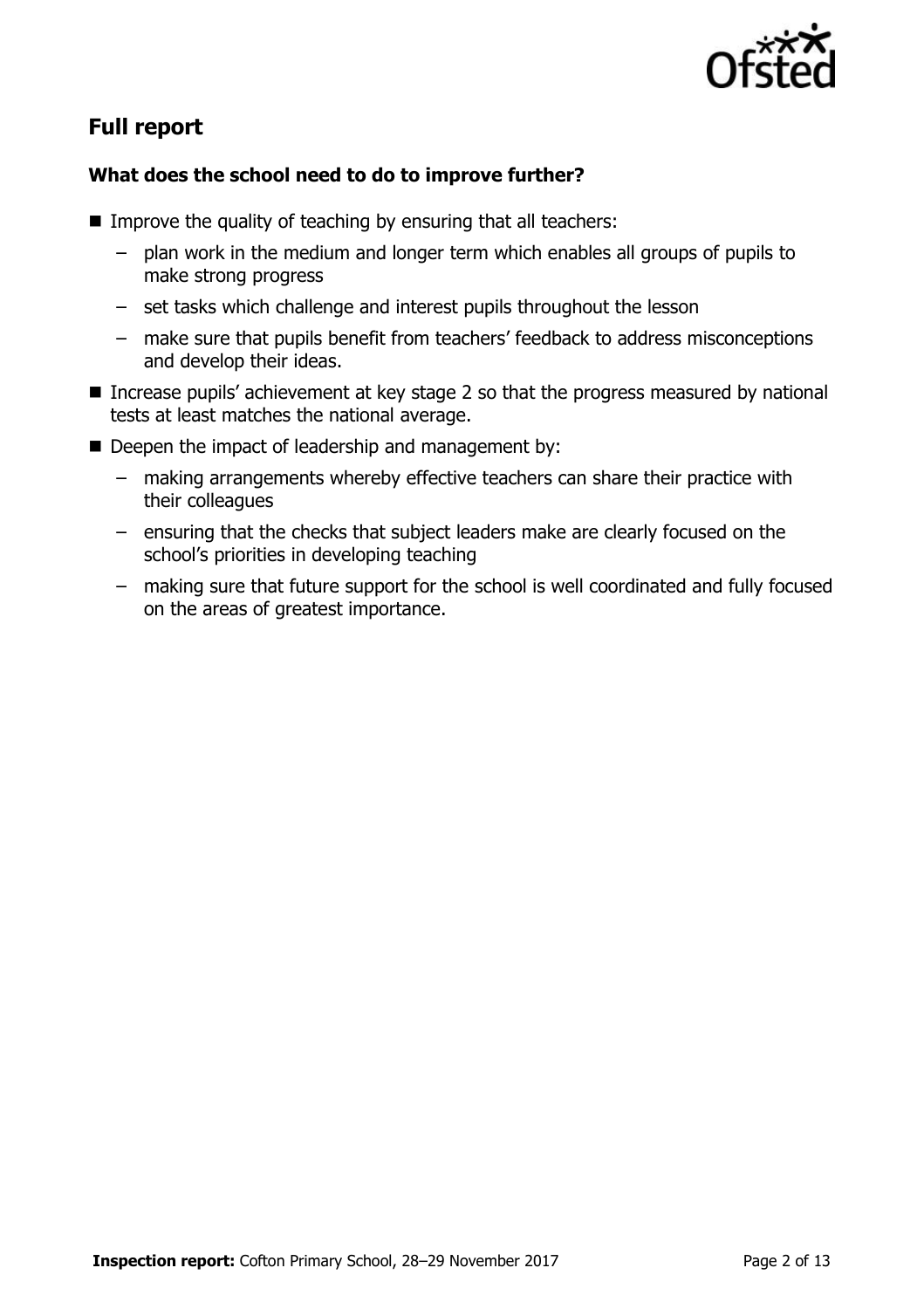## Full report

### What does the school need to do to improve further?

- Improve the quality of teaching by ensuring that all teachers:
  - plan work in the medium and longer term which enables all groups of pupils to make strong progress
  - set tasks which challenge and interest pupils throughout the lesson
  - make sure that pupils benefit from teachers' feedback to address misconceptions and develop their ideas.
- Increase pupils' achievement at key stage 2 so that the progress measured by national tests at least matches the national average.
- Deepen the impact of leadership and management by:
  - making arrangements whereby effective teachers can share their practice with their colleagues
  - ensuring that the checks that subject leaders make are clearly focused on the school's priorities in developing teaching
  - making sure that future support for the school is well coordinated and fully focused on the areas of greatest importance.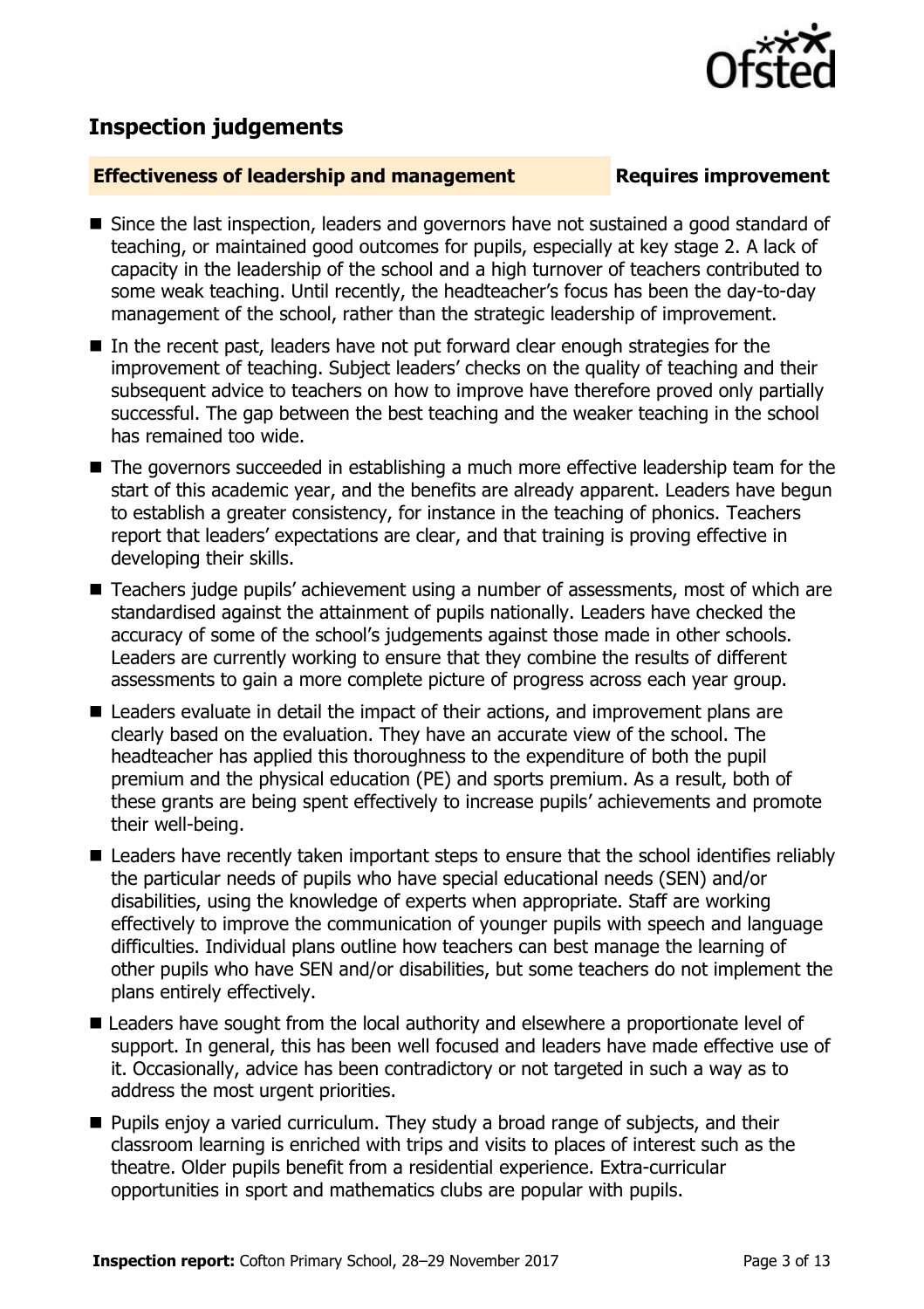## Inspection judgements

**Effectiveness of leadership and management** **Requires improvement**

- Since the last inspection, leaders and governors have not sustained a good standard of teaching, or maintained good outcomes for pupils, especially at key stage 2. A lack of capacity in the leadership of the school and a high turnover of teachers contributed to some weak teaching. Until recently, the headteacher's focus has been the day-to-day management of the school, rather than the strategic leadership of improvement.
- In the recent past, leaders have not put forward clear enough strategies for the improvement of teaching. Subject leaders' checks on the quality of teaching and their subsequent advice to teachers on how to improve have therefore proved only partially successful. The gap between the best teaching and the weaker teaching in the school has remained too wide.
- The governors succeeded in establishing a much more effective leadership team for the start of this academic year, and the benefits are already apparent. Leaders have begun to establish a greater consistency, for instance in the teaching of phonics. Teachers report that leaders' expectations are clear, and that training is proving effective in developing their skills.
- Teachers judge pupils' achievement using a number of assessments, most of which are standardised against the attainment of pupils nationally. Leaders have checked the accuracy of some of the school's judgements against those made in other schools. Leaders are currently working to ensure that they combine the results of different assessments to gain a more complete picture of progress across each year group.
- Leaders evaluate in detail the impact of their actions, and improvement plans are clearly based on the evaluation. They have an accurate view of the school. The headteacher has applied this thoroughness to the expenditure of both the pupil premium and the physical education (PE) and sports premium. As a result, both of these grants are being spent effectively to increase pupils' achievements and promote their well-being.
- Leaders have recently taken important steps to ensure that the school identifies reliably the particular needs of pupils who have special educational needs (SEN) and/or disabilities, using the knowledge of experts when appropriate. Staff are working effectively to improve the communication of younger pupils with speech and language difficulties. Individual plans outline how teachers can best manage the learning of other pupils who have SEN and/or disabilities, but some teachers do not implement the plans entirely effectively.
- Leaders have sought from the local authority and elsewhere a proportionate level of support. In general, this has been well focused and leaders have made effective use of it. Occasionally, advice has been contradictory or not targeted in such a way as to address the most urgent priorities.
- Pupils enjoy a varied curriculum. They study a broad range of subjects, and their classroom learning is enriched with trips and visits to places of interest such as the theatre. Older pupils benefit from a residential experience. Extra-curricular opportunities in sport and mathematics clubs are popular with pupils.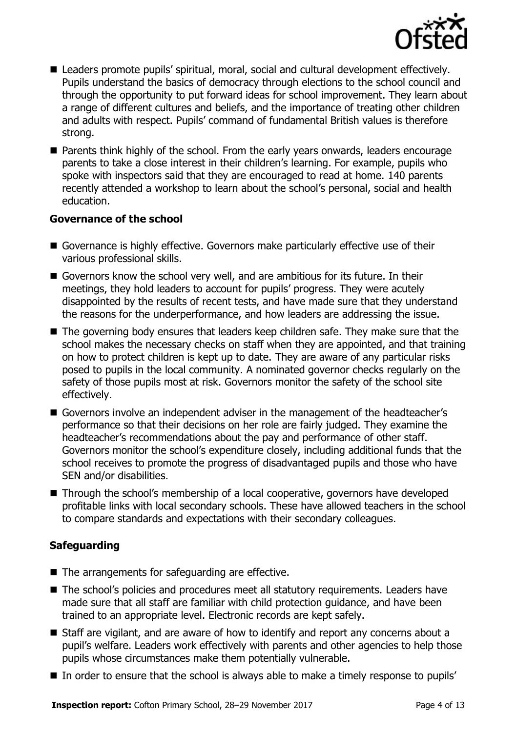- Leaders promote pupils' spiritual, moral, social and cultural development effectively. Pupils understand the basics of democracy through elections to the school council and through the opportunity to put forward ideas for school improvement. They learn about a range of different cultures and beliefs, and the importance of treating other children and adults with respect. Pupils' command of fundamental British values is therefore strong.
- Parents think highly of the school. From the early years onwards, leaders encourage parents to take a close interest in their children's learning. For example, pupils who spoke with inspectors said that they are encouraged to read at home. 140 parents recently attended a workshop to learn about the school's personal, social and health education.

### Governance of the school

- Governance is highly effective. Governors make particularly effective use of their various professional skills.
- Governors know the school very well, and are ambitious for its future. In their meetings, they hold leaders to account for pupils' progress. They were acutely disappointed by the results of recent tests, and have made sure that they understand the reasons for the underperformance, and how leaders are addressing the issue.
- The governing body ensures that leaders keep children safe. They make sure that the school makes the necessary checks on staff when they are appointed, and that training on how to protect children is kept up to date. They are aware of any particular risks posed to pupils in the local community. A nominated governor checks regularly on the safety of those pupils most at risk. Governors monitor the safety of the school site effectively.
- Governors involve an independent adviser in the management of the headteacher's performance so that their decisions on her role are fairly judged. They examine the headteacher's recommendations about the pay and performance of other staff. Governors monitor the school's expenditure closely, including additional funds that the school receives to promote the progress of disadvantaged pupils and those who have SEN and/or disabilities.
- Through the school's membership of a local cooperative, governors have developed profitable links with local secondary schools. These have allowed teachers in the school to compare standards and expectations with their secondary colleagues.

### Safeguarding

- The arrangements for safeguarding are effective.
- The school's policies and procedures meet all statutory requirements. Leaders have made sure that all staff are familiar with child protection guidance, and have been trained to an appropriate level. Electronic records are kept safely.
- Staff are vigilant, and are aware of how to identify and report any concerns about a pupil's welfare. Leaders work effectively with parents and other agencies to help those pupils whose circumstances make them potentially vulnerable.
- In order to ensure that the school is always able to make a timely response to pupils'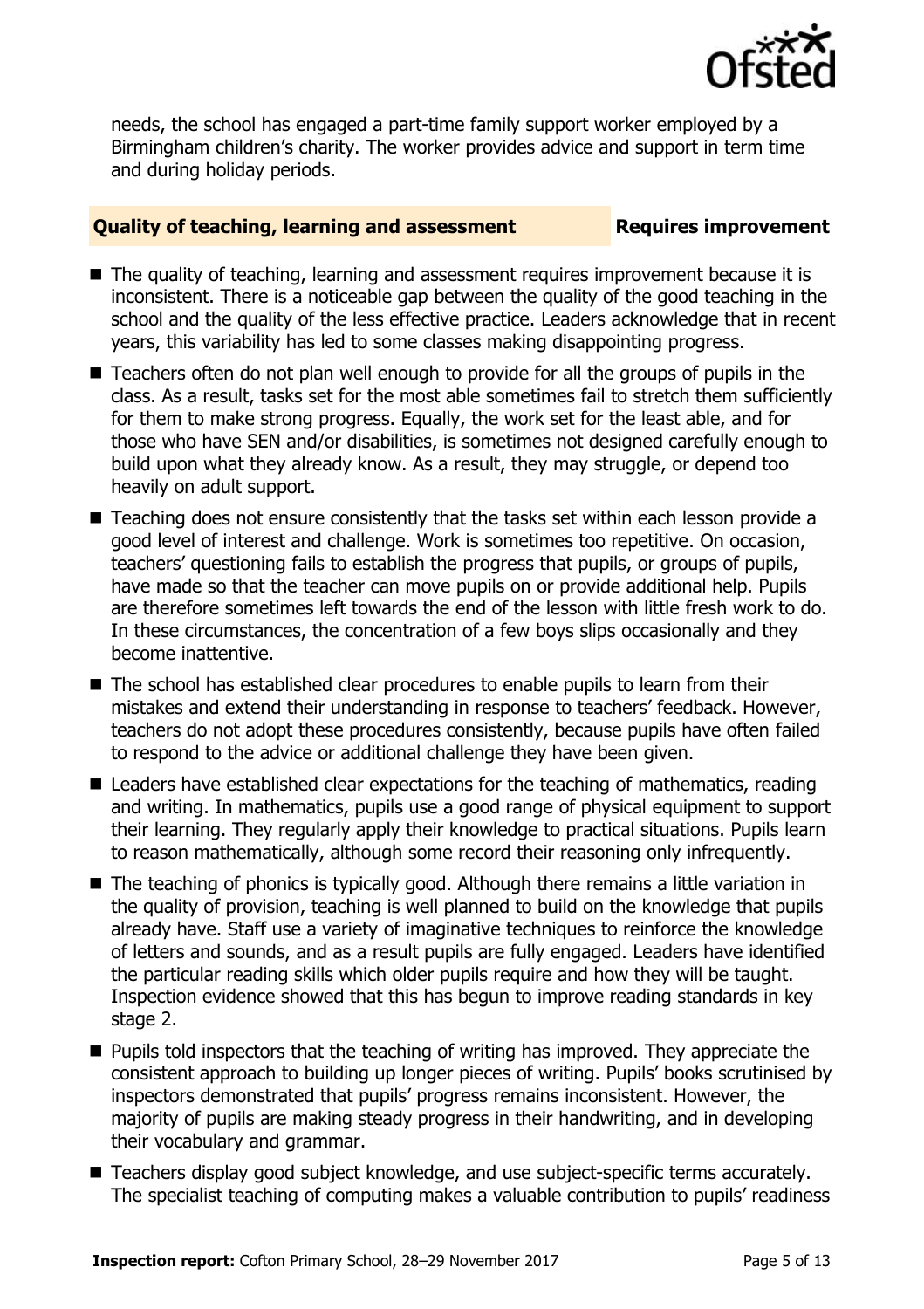needs, the school has engaged a part-time family support worker employed by a Birmingham children's charity. The worker provides advice and support in term time and during holiday periods.

### Quality of teaching, learning and assessment — Requires improvement

- The quality of teaching, learning and assessment requires improvement because it is inconsistent. There is a noticeable gap between the quality of the good teaching in the school and the quality of the less effective practice. Leaders acknowledge that in recent years, this variability has led to some classes making disappointing progress.
- Teachers often do not plan well enough to provide for all the groups of pupils in the class. As a result, tasks set for the most able sometimes fail to stretch them sufficiently for them to make strong progress. Equally, the work set for the least able, and for those who have SEN and/or disabilities, is sometimes not designed carefully enough to build upon what they already know. As a result, they may struggle, or depend too heavily on adult support.
- Teaching does not ensure consistently that the tasks set within each lesson provide a good level of interest and challenge. Work is sometimes too repetitive. On occasion, teachers' questioning fails to establish the progress that pupils, or groups of pupils, have made so that the teacher can move pupils on or provide additional help. Pupils are therefore sometimes left towards the end of the lesson with little fresh work to do. In these circumstances, the concentration of a few boys slips occasionally and they become inattentive.
- The school has established clear procedures to enable pupils to learn from their mistakes and extend their understanding in response to teachers' feedback. However, teachers do not adopt these procedures consistently, because pupils have often failed to respond to the advice or additional challenge they have been given.
- Leaders have established clear expectations for the teaching of mathematics, reading and writing. In mathematics, pupils use a good range of physical equipment to support their learning. They regularly apply their knowledge to practical situations. Pupils learn to reason mathematically, although some record their reasoning only infrequently.
- The teaching of phonics is typically good. Although there remains a little variation in the quality of provision, teaching is well planned to build on the knowledge that pupils already have. Staff use a variety of imaginative techniques to reinforce the knowledge of letters and sounds, and as a result pupils are fully engaged. Leaders have identified the particular reading skills which older pupils require and how they will be taught. Inspection evidence showed that this has begun to improve reading standards in key stage 2.
- Pupils told inspectors that the teaching of writing has improved. They appreciate the consistent approach to building up longer pieces of writing. Pupils' books scrutinised by inspectors demonstrated that pupils' progress remains inconsistent. However, the majority of pupils are making steady progress in their handwriting, and in developing their vocabulary and grammar.
- Teachers display good subject knowledge, and use subject-specific terms accurately. The specialist teaching of computing makes a valuable contribution to pupils' readiness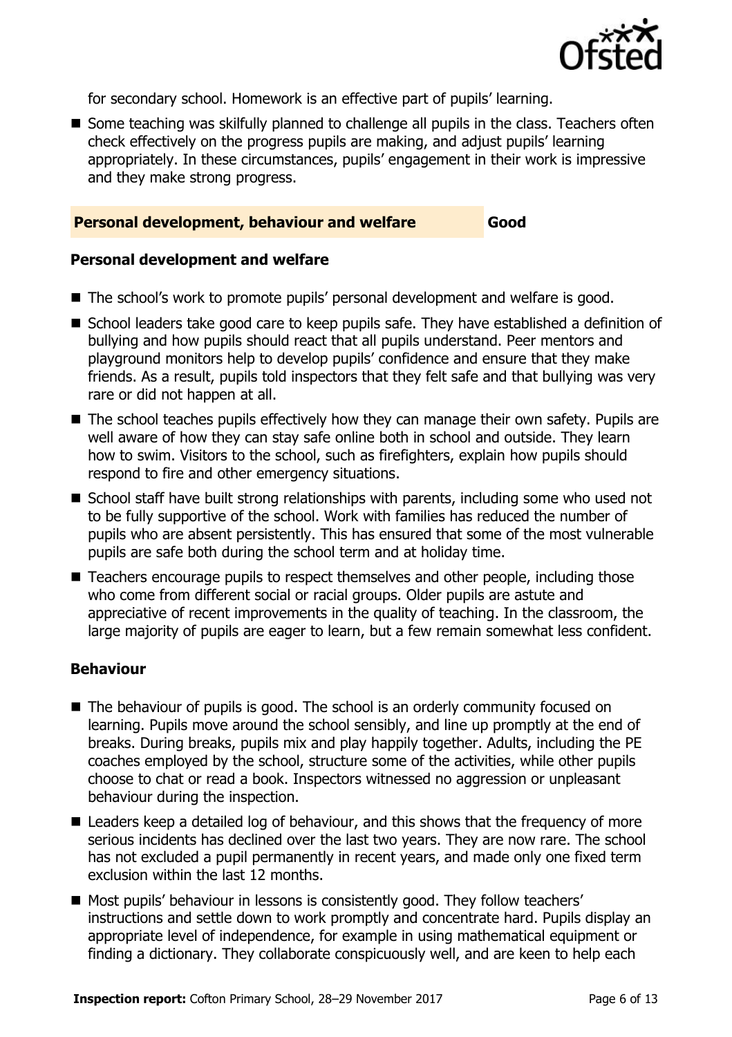for secondary school. Homework is an effective part of pupils' learning.

- Some teaching was skilfully planned to challenge all pupils in the class. Teachers often check effectively on the progress pupils are making, and adjust pupils' learning appropriately. In these circumstances, pupils' engagement in their work is impressive and they make strong progress.

## Personal development, behaviour and welfare — Good

### Personal development and welfare

- The school's work to promote pupils' personal development and welfare is good.
- School leaders take good care to keep pupils safe. They have established a definition of bullying and how pupils should react that all pupils understand. Peer mentors and playground monitors help to develop pupils' confidence and ensure that they make friends. As a result, pupils told inspectors that they felt safe and that bullying was very rare or did not happen at all.
- The school teaches pupils effectively how they can manage their own safety. Pupils are well aware of how they can stay safe online both in school and outside. They learn how to swim. Visitors to the school, such as firefighters, explain how pupils should respond to fire and other emergency situations.
- School staff have built strong relationships with parents, including some who used not to be fully supportive of the school. Work with families has reduced the number of pupils who are absent persistently. This has ensured that some of the most vulnerable pupils are safe both during the school term and at holiday time.
- Teachers encourage pupils to respect themselves and other people, including those who come from different social or racial groups. Older pupils are astute and appreciative of recent improvements in the quality of teaching. In the classroom, the large majority of pupils are eager to learn, but a few remain somewhat less confident.

### Behaviour

- The behaviour of pupils is good. The school is an orderly community focused on learning. Pupils move around the school sensibly, and line up promptly at the end of breaks. During breaks, pupils mix and play happily together. Adults, including the PE coaches employed by the school, structure some of the activities, while other pupils choose to chat or read a book. Inspectors witnessed no aggression or unpleasant behaviour during the inspection.
- Leaders keep a detailed log of behaviour, and this shows that the frequency of more serious incidents has declined over the last two years. They are now rare. The school has not excluded a pupil permanently in recent years, and made only one fixed term exclusion within the last 12 months.
- Most pupils' behaviour in lessons is consistently good. They follow teachers' instructions and settle down to work promptly and concentrate hard. Pupils display an appropriate level of independence, for example in using mathematical equipment or finding a dictionary. They collaborate conspicuously well, and are keen to help each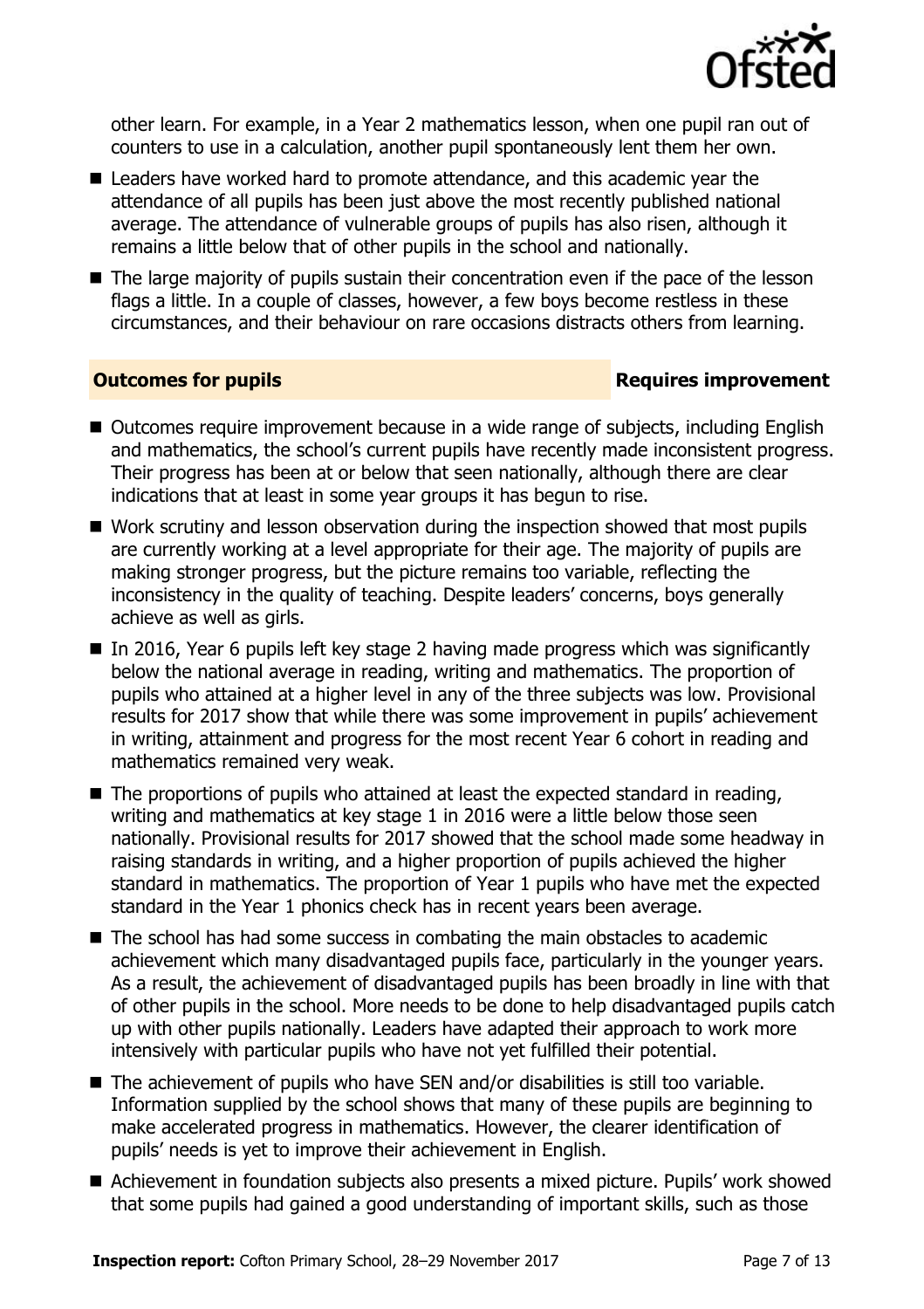other learn. For example, in a Year 2 mathematics lesson, when one pupil ran out of counters to use in a calculation, another pupil spontaneously lent them her own.

- Leaders have worked hard to promote attendance, and this academic year the attendance of all pupils has been just above the most recently published national average. The attendance of vulnerable groups of pupils has also risen, although it remains a little below that of other pupils in the school and nationally.
- The large majority of pupils sustain their concentration even if the pace of the lesson flags a little. In a couple of classes, however, a few boys become restless in these circumstances, and their behaviour on rare occasions distracts others from learning.

## Outcomes for pupils — Requires improvement

- Outcomes require improvement because in a wide range of subjects, including English and mathematics, the school's current pupils have recently made inconsistent progress. Their progress has been at or below that seen nationally, although there are clear indications that at least in some year groups it has begun to rise.
- Work scrutiny and lesson observation during the inspection showed that most pupils are currently working at a level appropriate for their age. The majority of pupils are making stronger progress, but the picture remains too variable, reflecting the inconsistency in the quality of teaching. Despite leaders' concerns, boys generally achieve as well as girls.
- In 2016, Year 6 pupils left key stage 2 having made progress which was significantly below the national average in reading, writing and mathematics. The proportion of pupils who attained at a higher level in any of the three subjects was low. Provisional results for 2017 show that while there was some improvement in pupils' achievement in writing, attainment and progress for the most recent Year 6 cohort in reading and mathematics remained very weak.
- The proportions of pupils who attained at least the expected standard in reading, writing and mathematics at key stage 1 in 2016 were a little below those seen nationally. Provisional results for 2017 showed that the school made some headway in raising standards in writing, and a higher proportion of pupils achieved the higher standard in mathematics. The proportion of Year 1 pupils who have met the expected standard in the Year 1 phonics check has in recent years been average.
- The school has had some success in combating the main obstacles to academic achievement which many disadvantaged pupils face, particularly in the younger years. As a result, the achievement of disadvantaged pupils has been broadly in line with that of other pupils in the school. More needs to be done to help disadvantaged pupils catch up with other pupils nationally. Leaders have adapted their approach to work more intensively with particular pupils who have not yet fulfilled their potential.
- The achievement of pupils who have SEN and/or disabilities is still too variable. Information supplied by the school shows that many of these pupils are beginning to make accelerated progress in mathematics. However, the clearer identification of pupils' needs is yet to improve their achievement in English.
- Achievement in foundation subjects also presents a mixed picture. Pupils' work showed that some pupils had gained a good understanding of important skills, such as those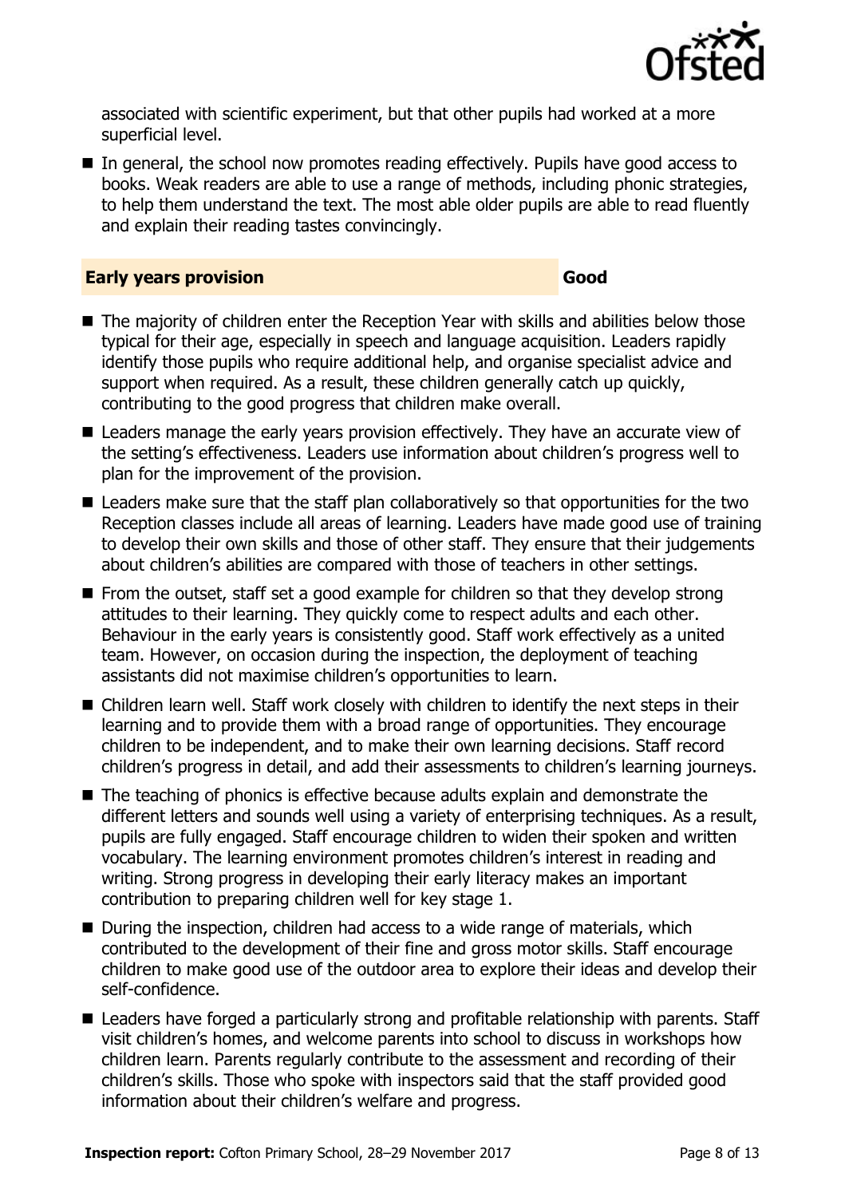associated with scientific experiment, but that other pupils had worked at a more superficial level.

- In general, the school now promotes reading effectively. Pupils have good access to books. Weak readers are able to use a range of methods, including phonic strategies, to help them understand the text. The most able older pupils are able to read fluently and explain their reading tastes convincingly.

## Early years provision — Good

- The majority of children enter the Reception Year with skills and abilities below those typical for their age, especially in speech and language acquisition. Leaders rapidly identify those pupils who require additional help, and organise specialist advice and support when required. As a result, these children generally catch up quickly, contributing to the good progress that children make overall.
- Leaders manage the early years provision effectively. They have an accurate view of the setting's effectiveness. Leaders use information about children's progress well to plan for the improvement of the provision.
- Leaders make sure that the staff plan collaboratively so that opportunities for the two Reception classes include all areas of learning. Leaders have made good use of training to develop their own skills and those of other staff. They ensure that their judgements about children's abilities are compared with those of teachers in other settings.
- From the outset, staff set a good example for children so that they develop strong attitudes to their learning. They quickly come to respect adults and each other. Behaviour in the early years is consistently good. Staff work effectively as a united team. However, on occasion during the inspection, the deployment of teaching assistants did not maximise children's opportunities to learn.
- Children learn well. Staff work closely with children to identify the next steps in their learning and to provide them with a broad range of opportunities. They encourage children to be independent, and to make their own learning decisions. Staff record children's progress in detail, and add their assessments to children's learning journeys.
- The teaching of phonics is effective because adults explain and demonstrate the different letters and sounds well using a variety of enterprising techniques. As a result, pupils are fully engaged. Staff encourage children to widen their spoken and written vocabulary. The learning environment promotes children's interest in reading and writing. Strong progress in developing their early literacy makes an important contribution to preparing children well for key stage 1.
- During the inspection, children had access to a wide range of materials, which contributed to the development of their fine and gross motor skills. Staff encourage children to make good use of the outdoor area to explore their ideas and develop their self-confidence.
- Leaders have forged a particularly strong and profitable relationship with parents. Staff visit children's homes, and welcome parents into school to discuss in workshops how children learn. Parents regularly contribute to the assessment and recording of their children's skills. Those who spoke with inspectors said that the staff provided good information about their children's welfare and progress.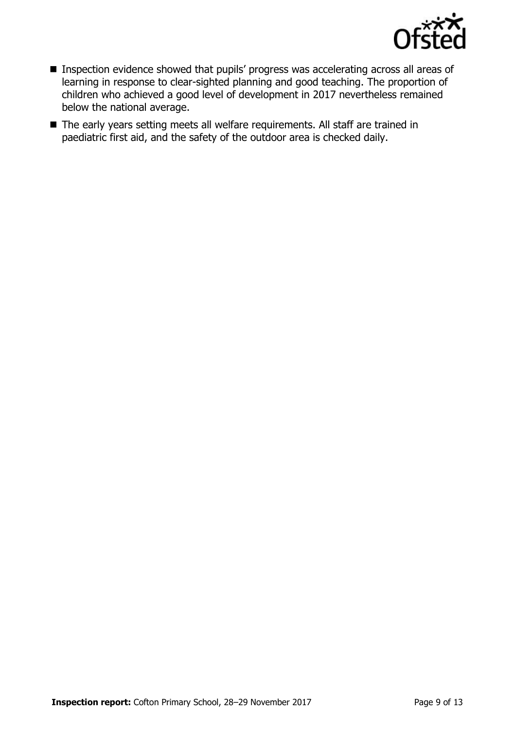- Inspection evidence showed that pupils' progress was accelerating across all areas of learning in response to clear-sighted planning and good teaching. The proportion of children who achieved a good level of development in 2017 nevertheless remained below the national average.
- The early years setting meets all welfare requirements. All staff are trained in paediatric first aid, and the safety of the outdoor area is checked daily.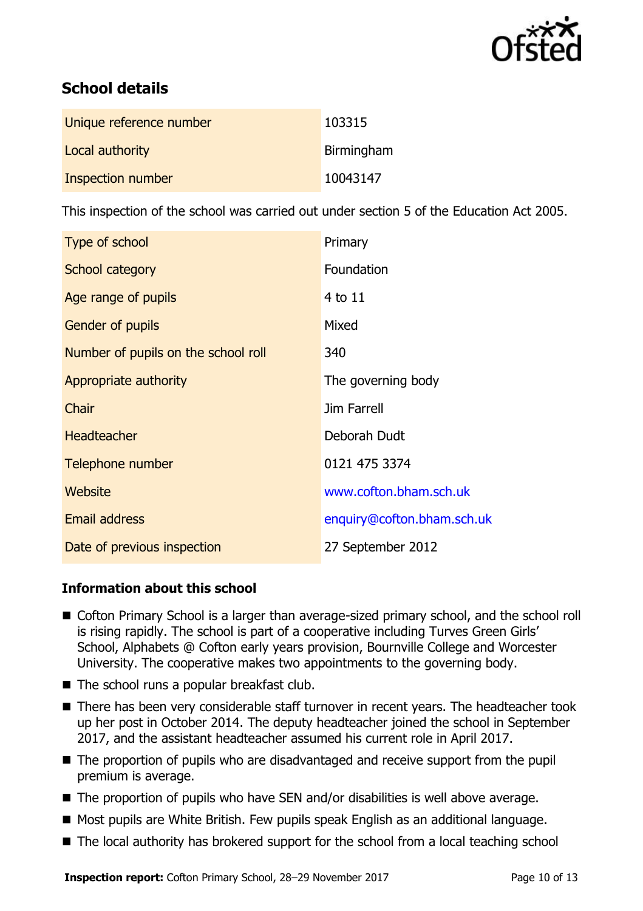## School details

| | |
|---|---|
| Unique reference number | 103315 |
| Local authority | Birmingham |
| Inspection number | 10043147 |

This inspection of the school was carried out under section 5 of the Education Act 2005.

| | |
|---|---|
| Type of school | Primary |
| School category | Foundation |
| Age range of pupils | 4 to 11 |
| Gender of pupils | Mixed |
| Number of pupils on the school roll | 340 |
| Appropriate authority | The governing body |
| Chair | Jim Farrell |
| Headteacher | Deborah Dudt |
| Telephone number | 0121 475 3374 |
| Website | www.cofton.bham.sch.uk |
| Email address | enquiry@cofton.bham.sch.uk |
| Date of previous inspection | 27 September 2012 |

### Information about this school

- Cofton Primary School is a larger than average-sized primary school, and the school roll is rising rapidly. The school is part of a cooperative including Turves Green Girls' School, Alphabets @ Cofton early years provision, Bournville College and Worcester University. The cooperative makes two appointments to the governing body.
- The school runs a popular breakfast club.
- There has been very considerable staff turnover in recent years. The headteacher took up her post in October 2014. The deputy headteacher joined the school in September 2017, and the assistant headteacher assumed his current role in April 2017.
- The proportion of pupils who are disadvantaged and receive support from the pupil premium is average.
- The proportion of pupils who have SEN and/or disabilities is well above average.
- Most pupils are White British. Few pupils speak English as an additional language.
- The local authority has brokered support for the school from a local teaching school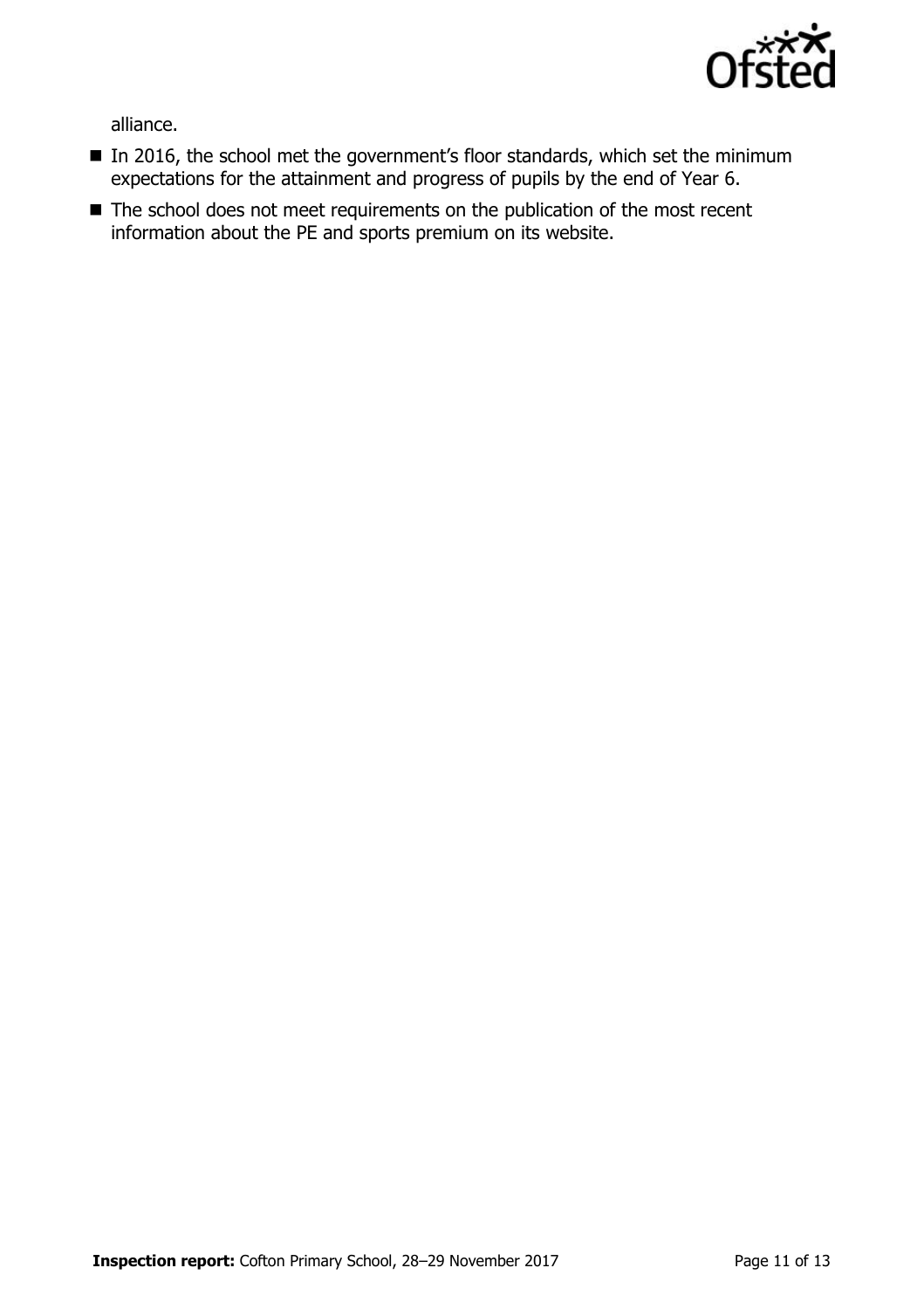alliance.

- In 2016, the school met the government's floor standards, which set the minimum expectations for the attainment and progress of pupils by the end of Year 6.
- The school does not meet requirements on the publication of the most recent information about the PE and sports premium on its website.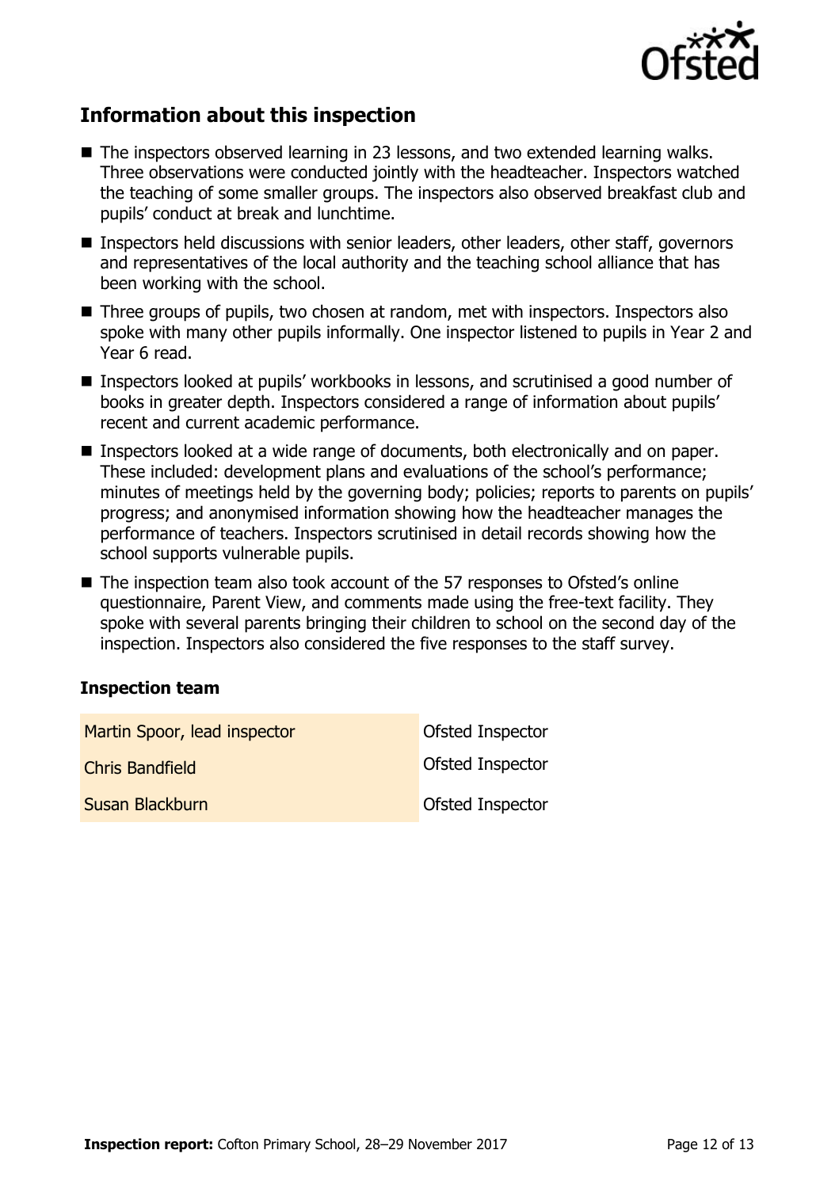## Information about this inspection

- The inspectors observed learning in 23 lessons, and two extended learning walks. Three observations were conducted jointly with the headteacher. Inspectors watched the teaching of some smaller groups. The inspectors also observed breakfast club and pupils' conduct at break and lunchtime.
- Inspectors held discussions with senior leaders, other leaders, other staff, governors and representatives of the local authority and the teaching school alliance that has been working with the school.
- Three groups of pupils, two chosen at random, met with inspectors. Inspectors also spoke with many other pupils informally. One inspector listened to pupils in Year 2 and Year 6 read.
- Inspectors looked at pupils' workbooks in lessons, and scrutinised a good number of books in greater depth. Inspectors considered a range of information about pupils' recent and current academic performance.
- Inspectors looked at a wide range of documents, both electronically and on paper. These included: development plans and evaluations of the school's performance; minutes of meetings held by the governing body; policies; reports to parents on pupils' progress; and anonymised information showing how the headteacher manages the performance of teachers. Inspectors scrutinised in detail records showing how the school supports vulnerable pupils.
- The inspection team also took account of the 57 responses to Ofsted's online questionnaire, Parent View, and comments made using the free-text facility. They spoke with several parents bringing their children to school on the second day of the inspection. Inspectors also considered the five responses to the staff survey.

### Inspection team

| | |
|---|---|
| Martin Spoor, lead inspector | Ofsted Inspector |
| Chris Bandfield | Ofsted Inspector |
| Susan Blackburn | Ofsted Inspector |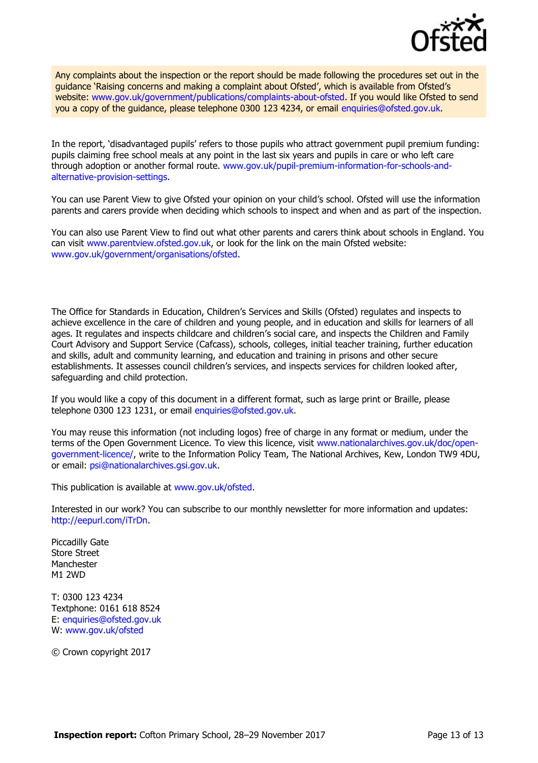Any complaints about the inspection or the report should be made following the procedures set out in the guidance 'Raising concerns and making a complaint about Ofsted', which is available from Ofsted's website: www.gov.uk/government/publications/complaints-about-ofsted. If you would like Ofsted to send you a copy of the guidance, please telephone 0300 123 4234, or email enquiries@ofsted.gov.uk.

In the report, 'disadvantaged pupils' refers to those pupils who attract government pupil premium funding: pupils claiming free school meals at any point in the last six years and pupils in care or who left care through adoption or another formal route. www.gov.uk/pupil-premium-information-for-schools-and-alternative-provision-settings.

You can use Parent View to give Ofsted your opinion on your child's school. Ofsted will use the information parents and carers provide when deciding which schools to inspect and when and as part of the inspection.

You can also use Parent View to find out what other parents and carers think about schools in England. You can visit www.parentview.ofsted.gov.uk, or look for the link on the main Ofsted website: www.gov.uk/government/organisations/ofsted.

The Office for Standards in Education, Children's Services and Skills (Ofsted) regulates and inspects to achieve excellence in the care of children and young people, and in education and skills for learners of all ages. It regulates and inspects childcare and children's social care, and inspects the Children and Family Court Advisory and Support Service (Cafcass), schools, colleges, initial teacher training, further education and skills, adult and community learning, and education and training in prisons and other secure establishments. It assesses council children's services, and inspects services for children looked after, safeguarding and child protection.

If you would like a copy of this document in a different format, such as large print or Braille, please telephone 0300 123 1231, or email enquiries@ofsted.gov.uk.

You may reuse this information (not including logos) free of charge in any format or medium, under the terms of the Open Government Licence. To view this licence, visit www.nationalarchives.gov.uk/doc/open-government-licence/, write to the Information Policy Team, The National Archives, Kew, London TW9 4DU, or email: psi@nationalarchives.gsi.gov.uk.

This publication is available at www.gov.uk/ofsted.

Interested in our work? You can subscribe to our monthly newsletter for more information and updates: http://eepurl.com/iTrDn.

Piccadilly Gate
Store Street
Manchester
M1 2WD

T: 0300 123 4234
Textphone: 0161 618 8524
E: enquiries@ofsted.gov.uk
W: www.gov.uk/ofsted

© Crown copyright 2017